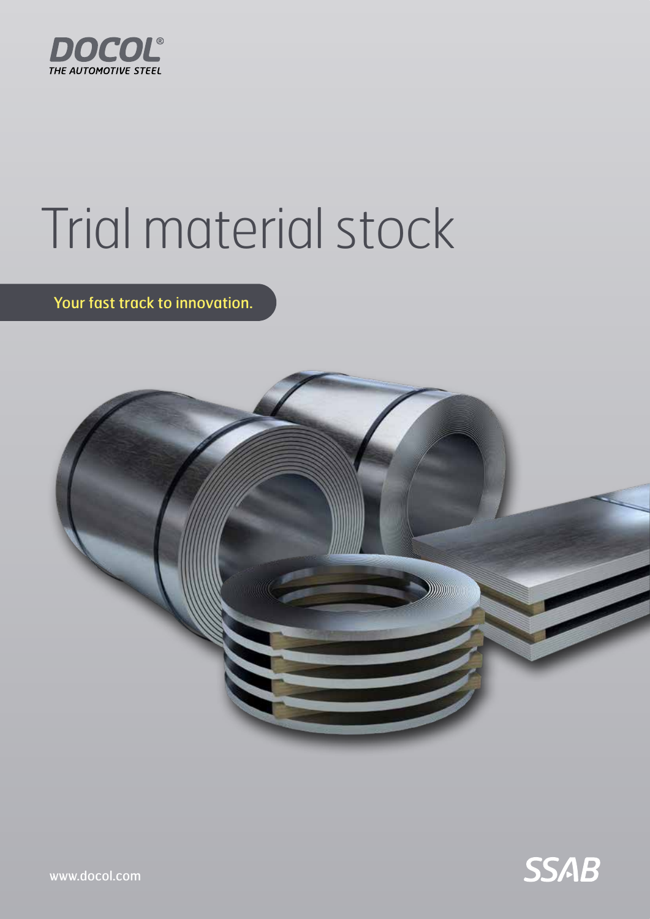DOCOL®
THE AUTOMOTIVE STEEL

# Trial material stock

Your fast track to innovation.

www.docol.com

SSAB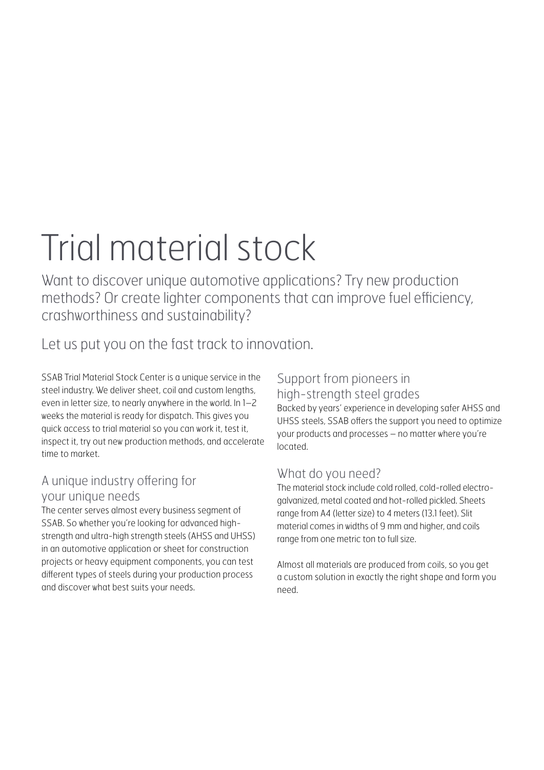# Trial material stock

Want to discover unique automotive applications? Try new production methods? Or create lighter components that can improve fuel efficiency, crashworthiness and sustainability?

Let us put you on the fast track to innovation.

SSAB Trial Material Stock Center is a unique service in the steel industry. We deliver sheet, coil and custom lengths, even in letter size, to nearly anywhere in the world. In 1–2 weeks the material is ready for dispatch. This gives you quick access to trial material so you can work it, test it, inspect it, try out new production methods, and accelerate time to market.

## A unique industry offering for your unique needs

The center serves almost every business segment of SSAB. So whether you're looking for advanced high-strength and ultra-high strength steels (AHSS and UHSS) in an automotive application or sheet for construction projects or heavy equipment components, you can test different types of steels during your production process and discover what best suits your needs.

## Support from pioneers in high-strength steel grades

Backed by years' experience in developing safer AHSS and UHSS steels, SSAB offers the support you need to optimize your products and processes – no matter where you're located.

## What do you need?

The material stock include cold rolled, cold-rolled electro-galvanized, metal coated and hot-rolled pickled. Sheets range from A4 (letter size) to 4 meters (13.1 feet). Slit material comes in widths of 9 mm and higher, and coils range from one metric ton to full size.

Almost all materials are produced from coils, so you get a custom solution in exactly the right shape and form you need.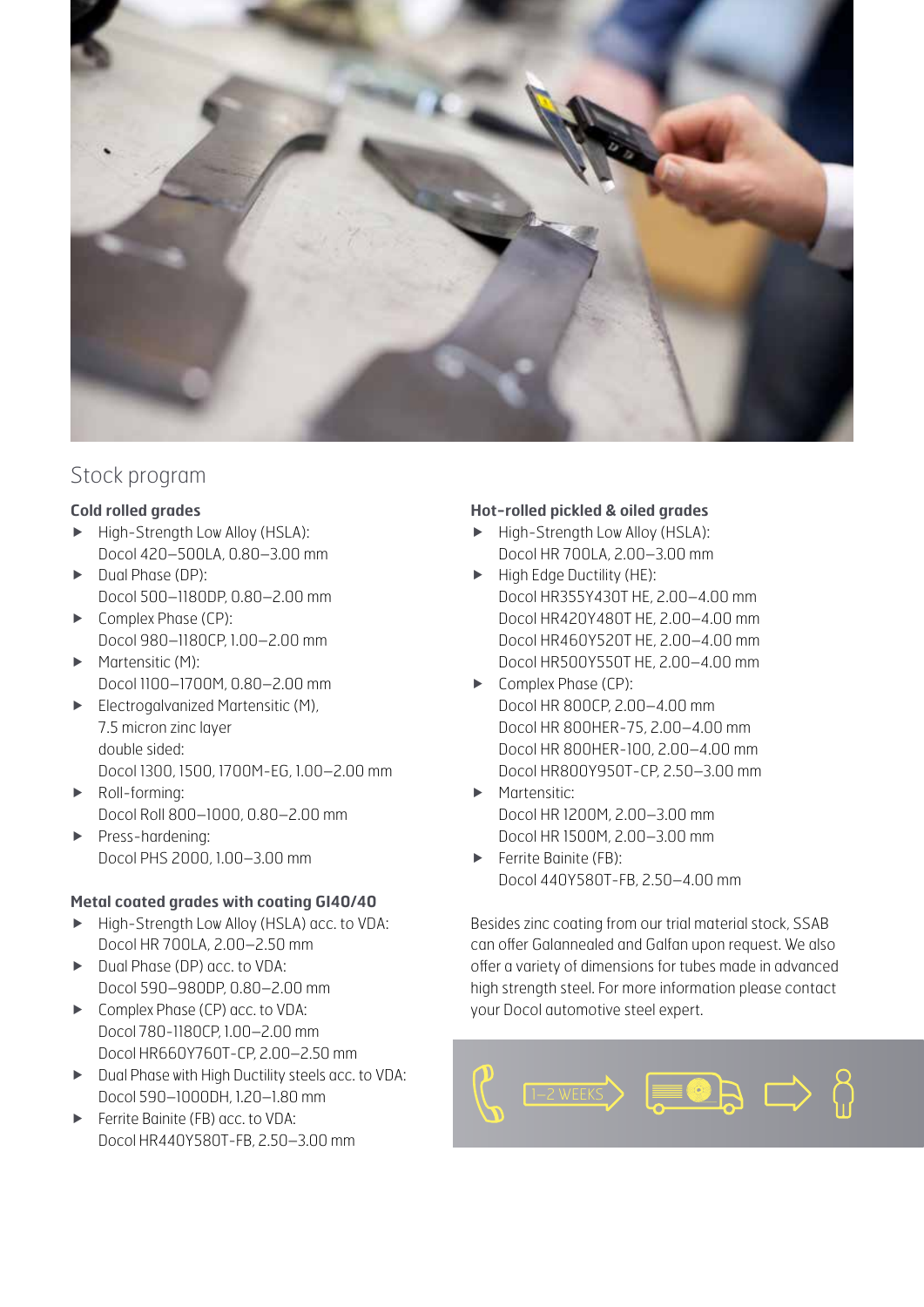## Stock program

### Cold rolled grades

- High-Strength Low Alloy (HSLA):
  Docol 420–500LA, 0.80–3.00 mm
- Dual Phase (DP):
  Docol 500–1180DP, 0.80–2.00 mm
- Complex Phase (CP):
  Docol 980–1180CP, 1.00–2.00 mm
- Martensitic (M):
  Docol 1100–1700M, 0.80–2.00 mm
- Electrogalvanized Martensitic (M),
  7.5 micron zinc layer
  double sided:
  Docol 1300, 1500, 1700M-EG, 1.00–2.00 mm
- Roll-forming:
  Docol Roll 800–1000, 0.80–2.00 mm
- Press-hardening:
  Docol PHS 2000, 1.00–3.00 mm

### Metal coated grades with coating GI40/40

- High-Strength Low Alloy (HSLA) acc. to VDA:
  Docol HR 700LA, 2.00–2.50 mm
- Dual Phase (DP) acc. to VDA:
  Docol 590–980DP, 0.80–2.00 mm
- Complex Phase (CP) acc. to VDA:
  Docol 780-1180CP, 1.00–2.00 mm
  Docol HR660Y760T-CP, 2.00–2.50 mm
- Dual Phase with High Ductility steels acc. to VDA:
  Docol 590–1000DH, 1.20–1.80 mm
- Ferrite Bainite (FB) acc. to VDA:
  Docol HR440Y580T-FB, 2.50–3.00 mm

### Hot-rolled pickled & oiled grades

- High-Strength Low Alloy (HSLA):
  Docol HR 700LA, 2.00–3.00 mm
- High Edge Ductility (HE):
  Docol HR355Y430T HE, 2.00–4.00 mm
  Docol HR420Y480T HE, 2.00–4.00 mm
  Docol HR460Y520T HE, 2.00–4.00 mm
  Docol HR500Y550T HE, 2.00–4.00 mm
- Complex Phase (CP):
  Docol HR 800CP, 2.00–4.00 mm
  Docol HR 800HER-75, 2.00–4.00 mm
  Docol HR 800HER-100, 2.00–4.00 mm
  Docol HR800Y950T-CP, 2.50–3.00 mm
- Martensitic:
  Docol HR 1200M, 2.00–3.00 mm
  Docol HR 1500M, 2.00–3.00 mm
- Ferrite Bainite (FB):
  Docol 440Y580T-FB, 2.50–4.00 mm

Besides zinc coating from our trial material stock, SSAB can offer Galannealed and Galfan upon request. We also offer a variety of dimensions for tubes made in advanced high strength steel. For more information please contact your Docol automotive steel expert.

1–2 WEEKS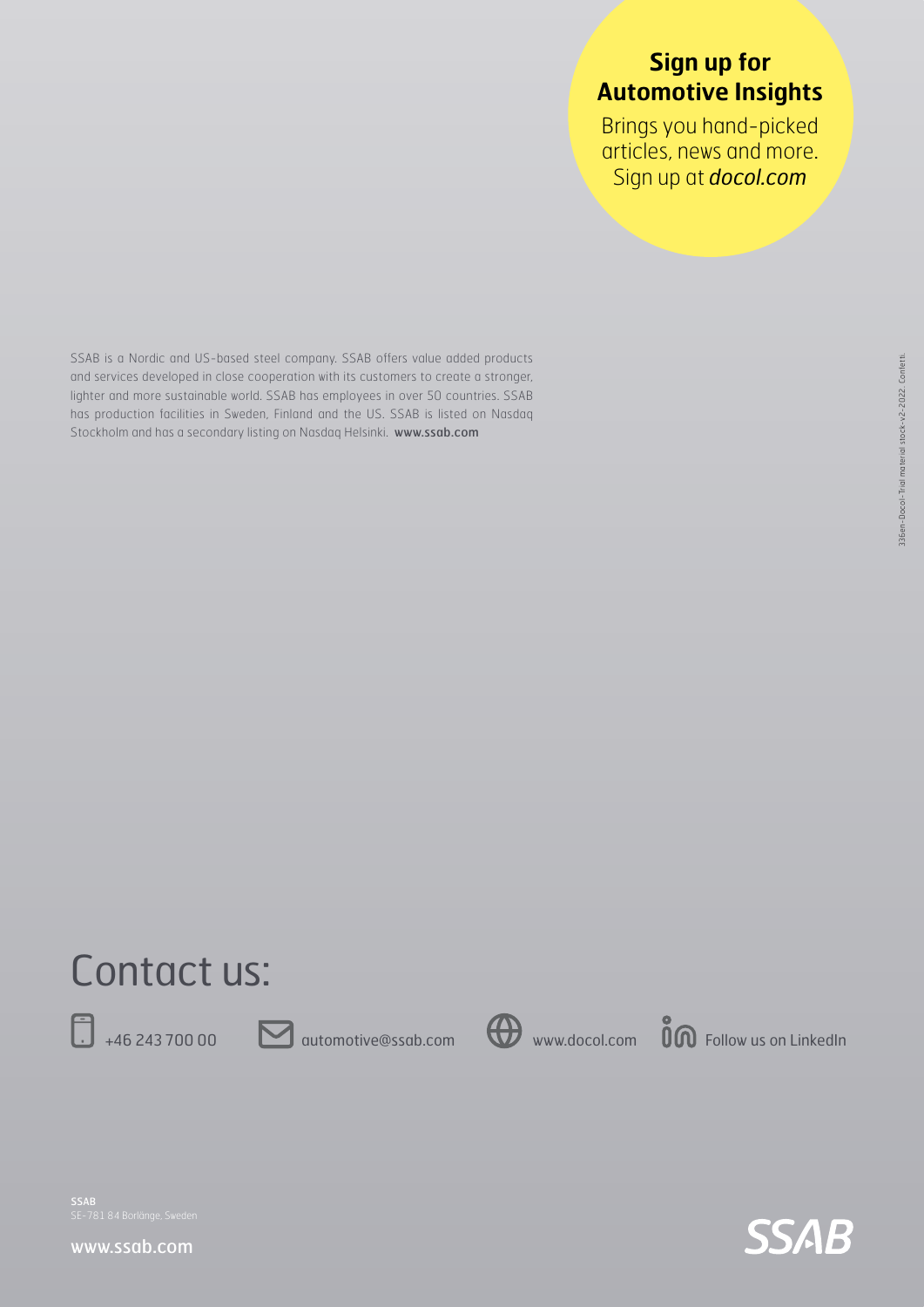**Sign up for Automotive Insights**

Brings you hand-picked articles, news and more. Sign up at *docol.com*

SSAB is a Nordic and US-based steel company. SSAB offers value added products and services developed in close cooperation with its customers to create a stronger, lighter and more sustainable world. SSAB has employees in over 50 countries. SSAB has production facilities in Sweden, Finland and the US. SSAB is listed on Nasdaq Stockholm and has a secondary listing on Nasdaq Helsinki. **www.ssab.com**

336en-Docol-Trial material stock-v2-2022. Confetti.

# Contact us:

+46 243 700 00

automotive@ssab.com

www.docol.com

Follow us on LinkedIn

**SSAB**
SE-781 84 Borlänge, Sweden

www.ssab.com

SSAB